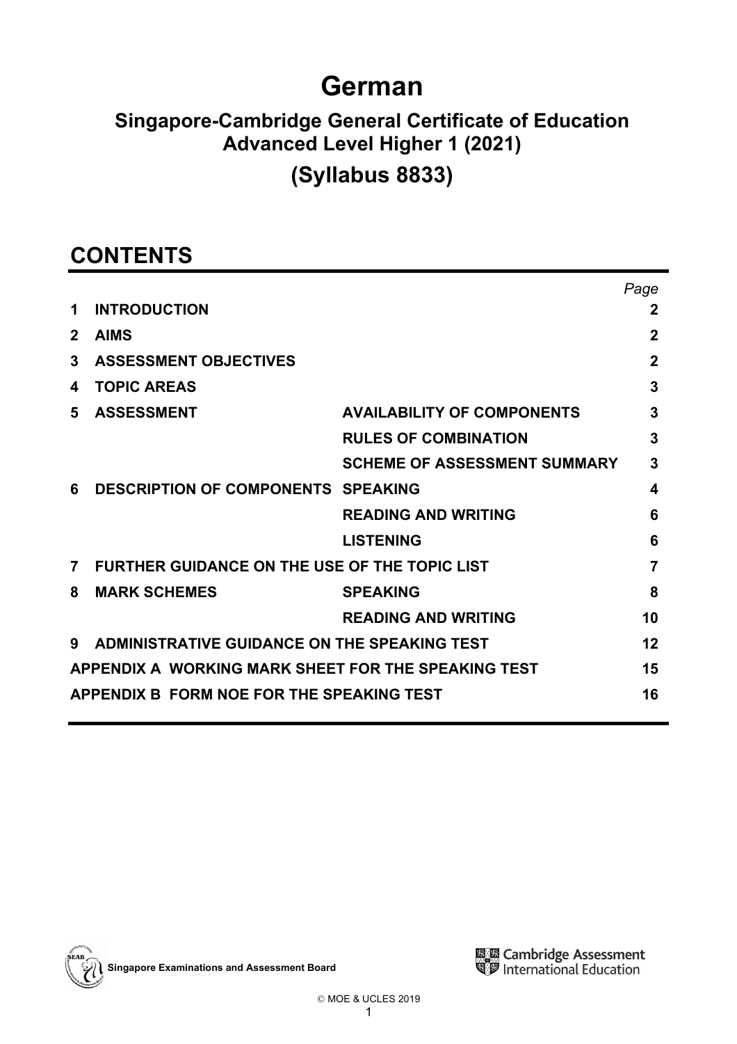# German

## Singapore-Cambridge General Certificate of Education Advanced Level Higher 1 (2021)

## (Syllabus 8833)

## CONTENTS

| | | | *Page* |
|---|---|---|---|
| **1** | **INTRODUCTION** | | **2** |
| **2** | **AIMS** | | **2** |
| **3** | **ASSESSMENT OBJECTIVES** | | **2** |
| **4** | **TOPIC AREAS** | | **3** |
| **5** | **ASSESSMENT** | **AVAILABILITY OF COMPONENTS** | **3** |
| | | **RULES OF COMBINATION** | **3** |
| | | **SCHEME OF ASSESSMENT SUMMARY** | **3** |
| **6** | **DESCRIPTION OF COMPONENTS** | **SPEAKING** | **4** |
| | | **READING AND WRITING** | **6** |
| | | **LISTENING** | **6** |
| **7** | **FURTHER GUIDANCE ON THE USE OF THE TOPIC LIST** | | **7** |
| **8** | **MARK SCHEMES** | **SPEAKING** | **8** |
| | | **READING AND WRITING** | **10** |
| **9** | **ADMINISTRATIVE GUIDANCE ON THE SPEAKING TEST** | | **12** |
| **APPENDIX A** | **WORKING MARK SHEET FOR THE SPEAKING TEST** | | **15** |
| **APPENDIX B** | **FORM NOE FOR THE SPEAKING TEST** | | **16** |

Singapore Examinations and Assessment Board

Cambridge Assessment International Education

© MOE & UCLES 2019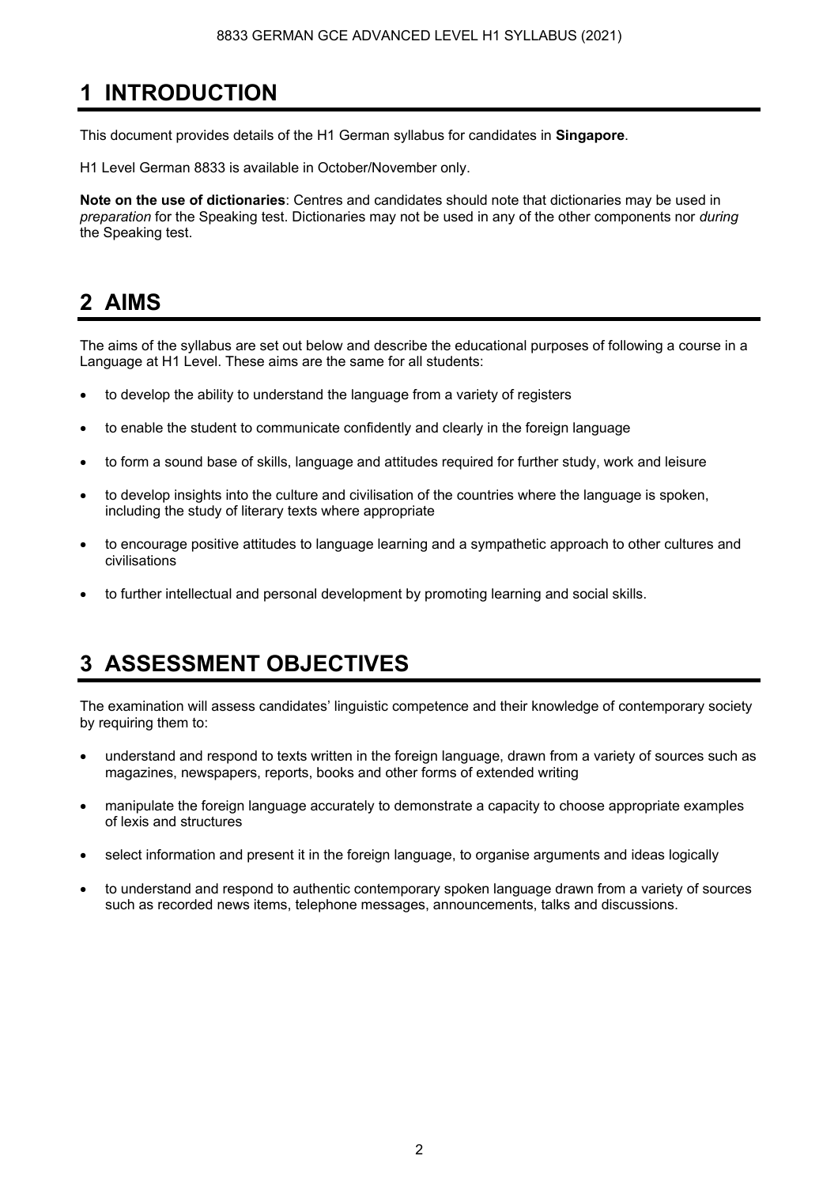# 1 INTRODUCTION

This document provides details of the H1 German syllabus for candidates in **Singapore**.

H1 Level German 8833 is available in October/November only.

**Note on the use of dictionaries**: Centres and candidates should note that dictionaries may be used in *preparation* for the Speaking test. Dictionaries may not be used in any of the other components nor *during* the Speaking test.

# 2 AIMS

The aims of the syllabus are set out below and describe the educational purposes of following a course in a Language at H1 Level. These aims are the same for all students:

- to develop the ability to understand the language from a variety of registers
- to enable the student to communicate confidently and clearly in the foreign language
- to form a sound base of skills, language and attitudes required for further study, work and leisure
- to develop insights into the culture and civilisation of the countries where the language is spoken, including the study of literary texts where appropriate
- to encourage positive attitudes to language learning and a sympathetic approach to other cultures and civilisations
- to further intellectual and personal development by promoting learning and social skills.

# 3 ASSESSMENT OBJECTIVES

The examination will assess candidates' linguistic competence and their knowledge of contemporary society by requiring them to:

- understand and respond to texts written in the foreign language, drawn from a variety of sources such as magazines, newspapers, reports, books and other forms of extended writing
- manipulate the foreign language accurately to demonstrate a capacity to choose appropriate examples of lexis and structures
- select information and present it in the foreign language, to organise arguments and ideas logically
- to understand and respond to authentic contemporary spoken language drawn from a variety of sources such as recorded news items, telephone messages, announcements, talks and discussions.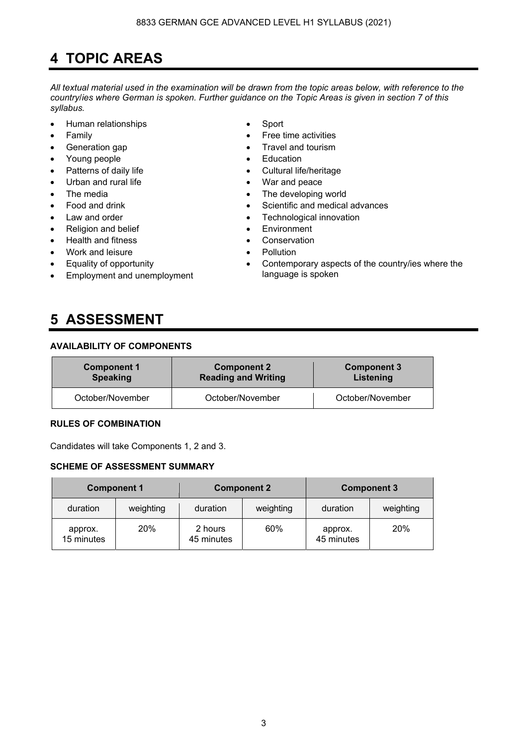# 4 TOPIC AREAS

*All textual material used in the examination will be drawn from the topic areas below, with reference to the country/ies where German is spoken. Further guidance on the Topic Areas is given in section 7 of this syllabus.*

- Human relationships
- Family
- Generation gap
- Young people
- Patterns of daily life
- Urban and rural life
- The media
- Food and drink
- Law and order
- Religion and belief
- Health and fitness
- Work and leisure
- Equality of opportunity
- Employment and unemployment
- Sport
- Free time activities
- Travel and tourism
- Education
- Cultural life/heritage
- War and peace
- The developing world
- Scientific and medical advances
- Technological innovation
- Environment
- Conservation
- Pollution
- Contemporary aspects of the country/ies where the language is spoken

# 5 ASSESSMENT

### AVAILABILITY OF COMPONENTS

| Component 1 Speaking | Component 2 Reading and Writing | Component 3 Listening |
|---|---|---|
| October/November | October/November | October/November |

### RULES OF COMBINATION

Candidates will take Components 1, 2 and 3.

### SCHEME OF ASSESSMENT SUMMARY

| Component 1 | | Component 2 | | Component 3 | |
|---|---|---|---|---|---|
| duration | weighting | duration | weighting | duration | weighting |
| approx. 15 minutes | 20% | 2 hours 45 minutes | 60% | approx. 45 minutes | 20% |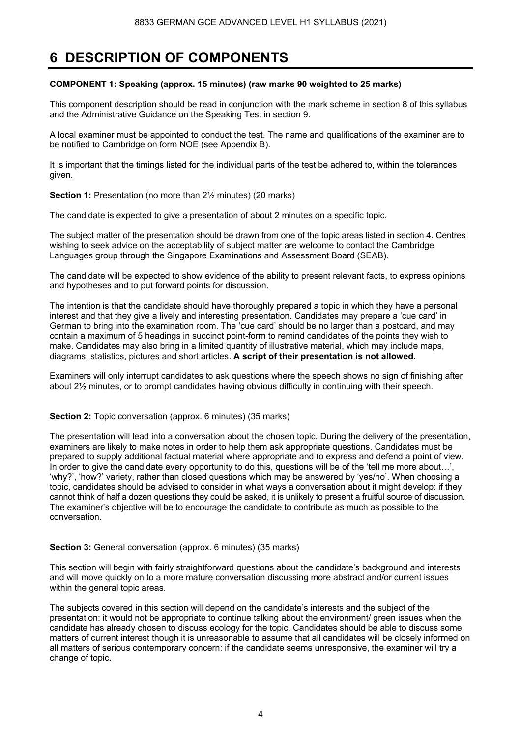# 6 DESCRIPTION OF COMPONENTS

**COMPONENT 1: Speaking (approx. 15 minutes) (raw marks 90 weighted to 25 marks)**

This component description should be read in conjunction with the mark scheme in section 8 of this syllabus and the Administrative Guidance on the Speaking Test in section 9.

A local examiner must be appointed to conduct the test. The name and qualifications of the examiner are to be notified to Cambridge on form NOE (see Appendix B).

It is important that the timings listed for the individual parts of the test be adhered to, within the tolerances given.

**Section 1:** Presentation (no more than 2½ minutes) (20 marks)

The candidate is expected to give a presentation of about 2 minutes on a specific topic.

The subject matter of the presentation should be drawn from one of the topic areas listed in section 4. Centres wishing to seek advice on the acceptability of subject matter are welcome to contact the Cambridge Languages group through the Singapore Examinations and Assessment Board (SEAB).

The candidate will be expected to show evidence of the ability to present relevant facts, to express opinions and hypotheses and to put forward points for discussion.

The intention is that the candidate should have thoroughly prepared a topic in which they have a personal interest and that they give a lively and interesting presentation. Candidates may prepare a 'cue card' in German to bring into the examination room. The 'cue card' should be no larger than a postcard, and may contain a maximum of 5 headings in succinct point-form to remind candidates of the points they wish to make. Candidates may also bring in a limited quantity of illustrative material, which may include maps, diagrams, statistics, pictures and short articles. **A script of their presentation is not allowed.**

Examiners will only interrupt candidates to ask questions where the speech shows no sign of finishing after about 2½ minutes, or to prompt candidates having obvious difficulty in continuing with their speech.

**Section 2:** Topic conversation (approx. 6 minutes) (35 marks)

The presentation will lead into a conversation about the chosen topic. During the delivery of the presentation, examiners are likely to make notes in order to help them ask appropriate questions. Candidates must be prepared to supply additional factual material where appropriate and to express and defend a point of view. In order to give the candidate every opportunity to do this, questions will be of the 'tell me more about…', 'why?', 'how?' variety, rather than closed questions which may be answered by 'yes/no'. When choosing a topic, candidates should be advised to consider in what ways a conversation about it might develop: if they cannot think of half a dozen questions they could be asked, it is unlikely to present a fruitful source of discussion. The examiner's objective will be to encourage the candidate to contribute as much as possible to the conversation.

**Section 3:** General conversation (approx. 6 minutes) (35 marks)

This section will begin with fairly straightforward questions about the candidate's background and interests and will move quickly on to a more mature conversation discussing more abstract and/or current issues within the general topic areas.

The subjects covered in this section will depend on the candidate's interests and the subject of the presentation: it would not be appropriate to continue talking about the environment/ green issues when the candidate has already chosen to discuss ecology for the topic. Candidates should be able to discuss some matters of current interest though it is unreasonable to assume that all candidates will be closely informed on all matters of serious contemporary concern: if the candidate seems unresponsive, the examiner will try a change of topic.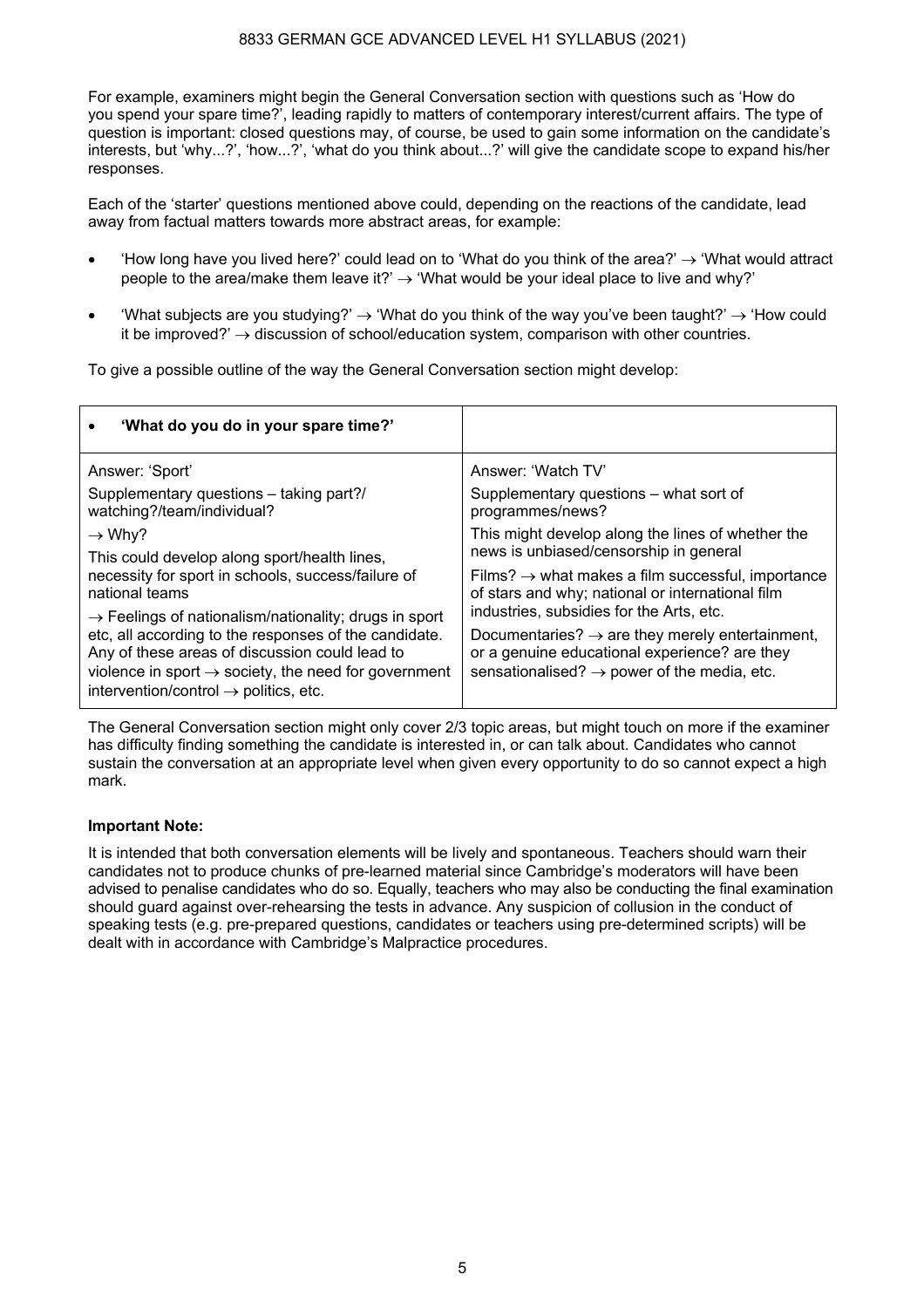For example, examiners might begin the General Conversation section with questions such as 'How do you spend your spare time?', leading rapidly to matters of contemporary interest/current affairs. The type of question is important: closed questions may, of course, be used to gain some information on the candidate's interests, but 'why...?', 'how...?', 'what do you think about...?' will give the candidate scope to expand his/her responses.

Each of the 'starter' questions mentioned above could, depending on the reactions of the candidate, lead away from factual matters towards more abstract areas, for example:

- 'How long have you lived here?' could lead on to 'What do you think of the area?' → 'What would attract people to the area/make them leave it?' → 'What would be your ideal place to live and why?'
- 'What subjects are you studying?' → 'What do you think of the way you've been taught?' → 'How could it be improved?' → discussion of school/education system, comparison with other countries.

To give a possible outline of the way the General Conversation section might develop:

| • **'What do you do in your spare time?'** | |
|---|---|
| Answer: 'Sport'<br>Supplementary questions – taking part?/ watching?/team/individual?<br>→ Why?<br>This could develop along sport/health lines, necessity for sport in schools, success/failure of national teams<br>→ Feelings of nationalism/nationality; drugs in sport etc, all according to the responses of the candidate. Any of these areas of discussion could lead to violence in sport → society, the need for government intervention/control → politics, etc. | Answer: 'Watch TV'<br>Supplementary questions – what sort of programmes/news?<br>This might develop along the lines of whether the news is unbiased/censorship in general<br>Films? → what makes a film successful, importance of stars and why; national or international film industries, subsidies for the Arts, etc.<br>Documentaries? → are they merely entertainment, or a genuine educational experience? are they sensationalised? → power of the media, etc. |

The General Conversation section might only cover 2/3 topic areas, but might touch on more if the examiner has difficulty finding something the candidate is interested in, or can talk about. Candidates who cannot sustain the conversation at an appropriate level when given every opportunity to do so cannot expect a high mark.

**Important Note:**

It is intended that both conversation elements will be lively and spontaneous. Teachers should warn their candidates not to produce chunks of pre-learned material since Cambridge's moderators will have been advised to penalise candidates who do so. Equally, teachers who may also be conducting the final examination should guard against over-rehearsing the tests in advance. Any suspicion of collusion in the conduct of speaking tests (e.g. pre-prepared questions, candidates or teachers using pre-determined scripts) will be dealt with in accordance with Cambridge's Malpractice procedures.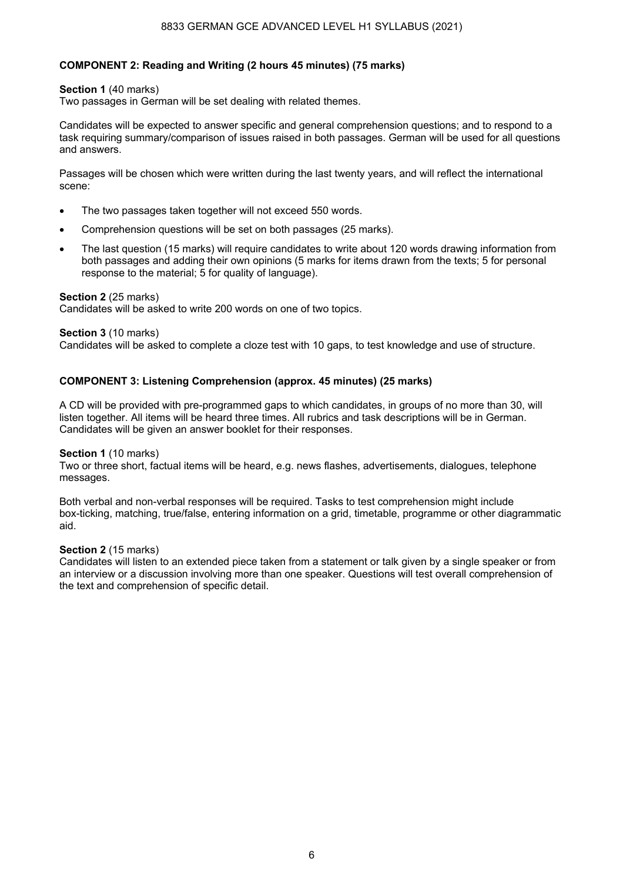**COMPONENT 2: Reading and Writing (2 hours 45 minutes) (75 marks)**

**Section 1** (40 marks)
Two passages in German will be set dealing with related themes.

Candidates will be expected to answer specific and general comprehension questions; and to respond to a task requiring summary/comparison of issues raised in both passages. German will be used for all questions and answers.

Passages will be chosen which were written during the last twenty years, and will reflect the international scene:

- The two passages taken together will not exceed 550 words.
- Comprehension questions will be set on both passages (25 marks).
- The last question (15 marks) will require candidates to write about 120 words drawing information from both passages and adding their own opinions (5 marks for items drawn from the texts; 5 for personal response to the material; 5 for quality of language).

**Section 2** (25 marks)
Candidates will be asked to write 200 words on one of two topics.

**Section 3** (10 marks)
Candidates will be asked to complete a cloze test with 10 gaps, to test knowledge and use of structure.

**COMPONENT 3: Listening Comprehension (approx. 45 minutes) (25 marks)**

A CD will be provided with pre-programmed gaps to which candidates, in groups of no more than 30, will listen together. All items will be heard three times. All rubrics and task descriptions will be in German. Candidates will be given an answer booklet for their responses.

**Section 1** (10 marks)
Two or three short, factual items will be heard, e.g. news flashes, advertisements, dialogues, telephone messages.

Both verbal and non-verbal responses will be required. Tasks to test comprehension might include box-ticking, matching, true/false, entering information on a grid, timetable, programme or other diagrammatic aid.

**Section 2** (15 marks)
Candidates will listen to an extended piece taken from a statement or talk given by a single speaker or from an interview or a discussion involving more than one speaker. Questions will test overall comprehension of the text and comprehension of specific detail.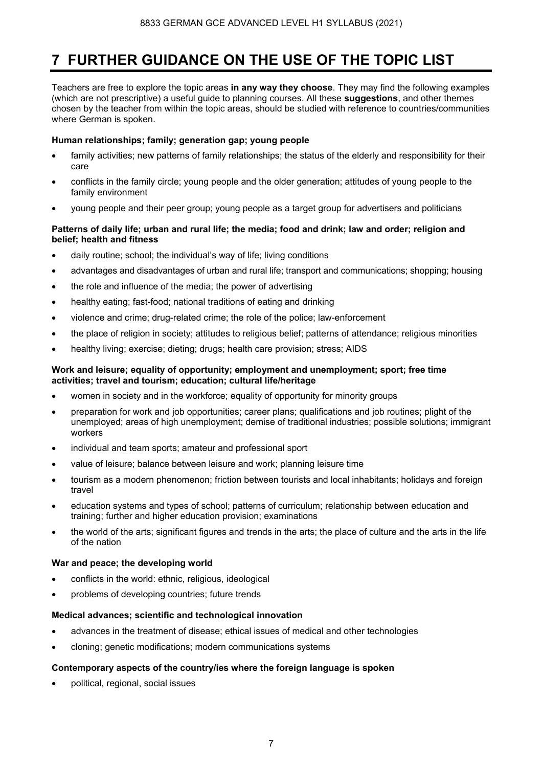# 7 FURTHER GUIDANCE ON THE USE OF THE TOPIC LIST

Teachers are free to explore the topic areas **in any way they choose**. They may find the following examples (which are not prescriptive) a useful guide to planning courses. All these **suggestions**, and other themes chosen by the teacher from within the topic areas, should be studied with reference to countries/communities where German is spoken.

**Human relationships; family; generation gap; young people**

- family activities; new patterns of family relationships; the status of the elderly and responsibility for their care
- conflicts in the family circle; young people and the older generation; attitudes of young people to the family environment
- young people and their peer group; young people as a target group for advertisers and politicians

**Patterns of daily life; urban and rural life; the media; food and drink; law and order; religion and belief; health and fitness**

- daily routine; school; the individual's way of life; living conditions
- advantages and disadvantages of urban and rural life; transport and communications; shopping; housing
- the role and influence of the media; the power of advertising
- healthy eating; fast-food; national traditions of eating and drinking
- violence and crime; drug-related crime; the role of the police; law-enforcement
- the place of religion in society; attitudes to religious belief; patterns of attendance; religious minorities
- healthy living; exercise; dieting; drugs; health care provision; stress; AIDS

**Work and leisure; equality of opportunity; employment and unemployment; sport; free time activities; travel and tourism; education; cultural life/heritage**

- women in society and in the workforce; equality of opportunity for minority groups
- preparation for work and job opportunities; career plans; qualifications and job routines; plight of the unemployed; areas of high unemployment; demise of traditional industries; possible solutions; immigrant workers
- individual and team sports; amateur and professional sport
- value of leisure; balance between leisure and work; planning leisure time
- tourism as a modern phenomenon; friction between tourists and local inhabitants; holidays and foreign travel
- education systems and types of school; patterns of curriculum; relationship between education and training; further and higher education provision; examinations
- the world of the arts; significant figures and trends in the arts; the place of culture and the arts in the life of the nation

**War and peace; the developing world**

- conflicts in the world: ethnic, religious, ideological
- problems of developing countries; future trends

**Medical advances; scientific and technological innovation**

- advances in the treatment of disease; ethical issues of medical and other technologies
- cloning; genetic modifications; modern communications systems

**Contemporary aspects of the country/ies where the foreign language is spoken**

- political, regional, social issues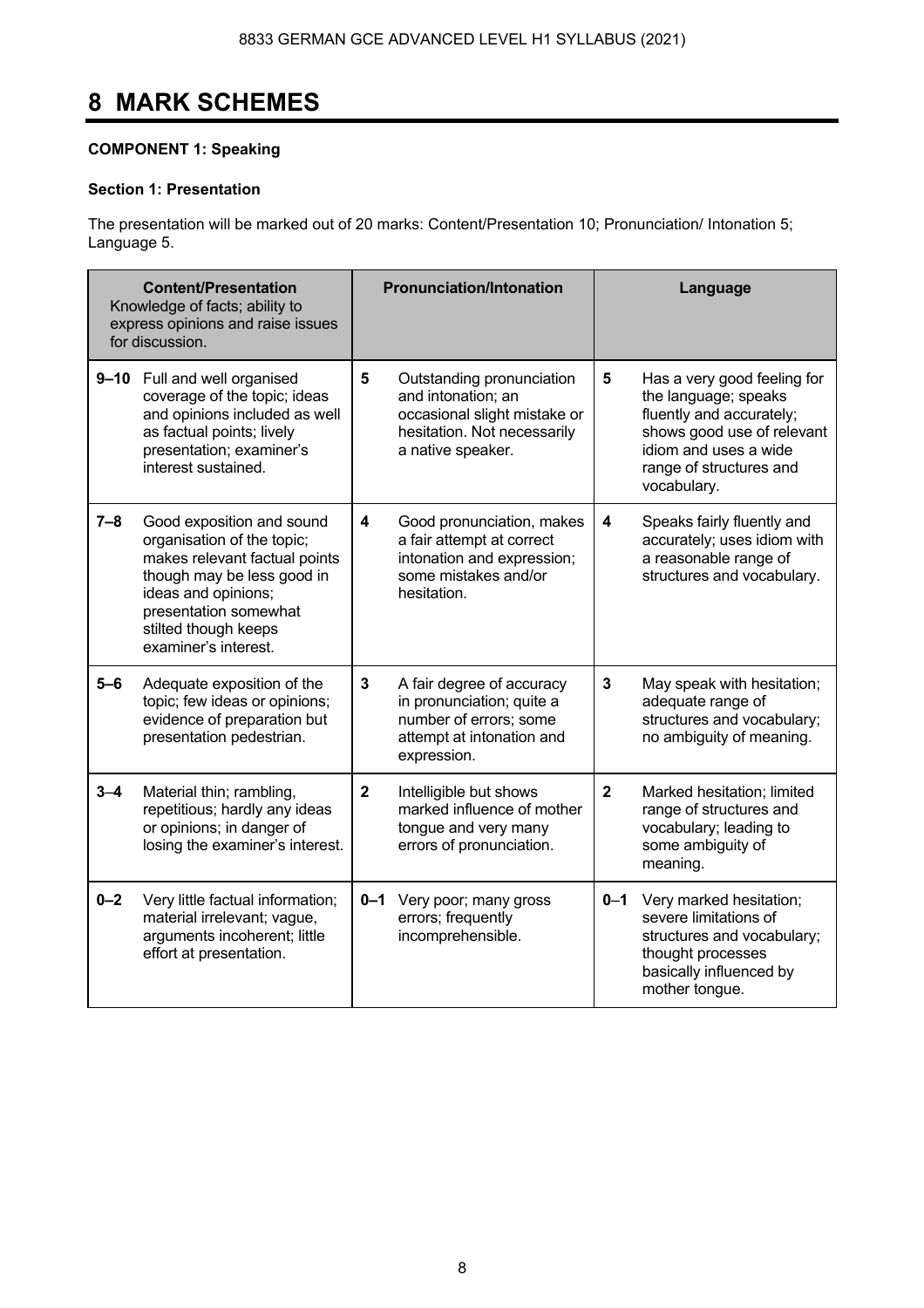# 8 MARK SCHEMES

**COMPONENT 1: Speaking**

**Section 1: Presentation**

The presentation will be marked out of 20 marks: Content/Presentation 10; Pronunciation/ Intonation 5; Language 5.

| **Content/Presentation** Knowledge of facts; ability to express opinions and raise issues for discussion. | | **Pronunciation/Intonation** | | **Language** | |
|---|---|---|---|---|---|
| **9–10** | Full and well organised coverage of the topic; ideas and opinions included as well as factual points; lively presentation; examiner's interest sustained. | **5** | Outstanding pronunciation and intonation; an occasional slight mistake or hesitation. Not necessarily a native speaker. | **5** | Has a very good feeling for the language; speaks fluently and accurately; shows good use of relevant idiom and uses a wide range of structures and vocabulary. |
| **7–8** | Good exposition and sound organisation of the topic; makes relevant factual points though may be less good in ideas and opinions; presentation somewhat stilted though keeps examiner's interest. | **4** | Good pronunciation, makes a fair attempt at correct intonation and expression; some mistakes and/or hesitation. | **4** | Speaks fairly fluently and accurately; uses idiom with a reasonable range of structures and vocabulary. |
| **5–6** | Adequate exposition of the topic; few ideas or opinions; evidence of preparation but presentation pedestrian. | **3** | A fair degree of accuracy in pronunciation; quite a number of errors; some attempt at intonation and expression. | **3** | May speak with hesitation; adequate range of structures and vocabulary; no ambiguity of meaning. |
| **3–4** | Material thin; rambling, repetitious; hardly any ideas or opinions; in danger of losing the examiner's interest. | **2** | Intelligible but shows marked influence of mother tongue and very many errors of pronunciation. | **2** | Marked hesitation; limited range of structures and vocabulary; leading to some ambiguity of meaning. |
| **0–2** | Very little factual information; material irrelevant; vague, arguments incoherent; little effort at presentation. | **0–1** | Very poor; many gross errors; frequently incomprehensible. | **0–1** | Very marked hesitation; severe limitations of structures and vocabulary; thought processes basically influenced by mother tongue. |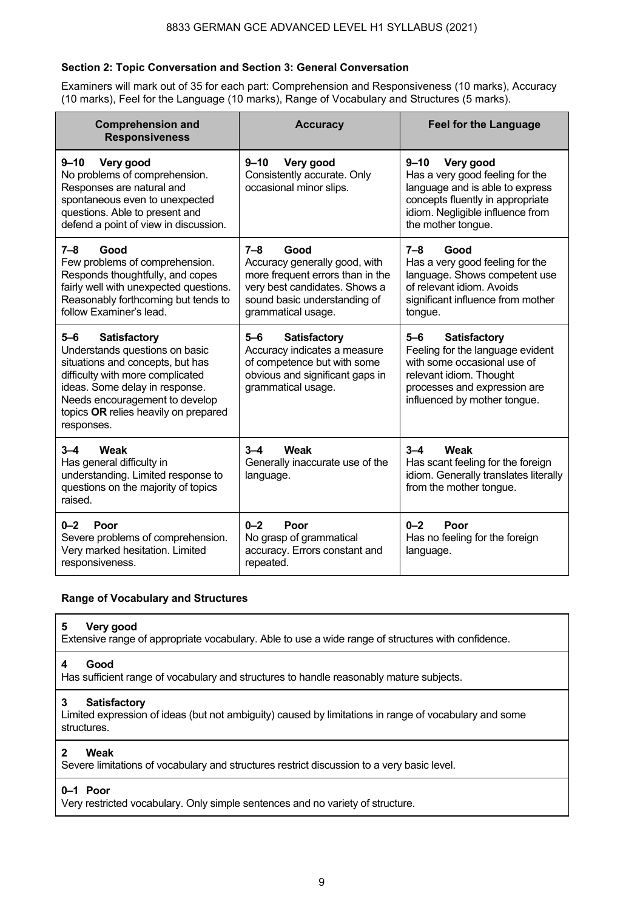### Section 2: Topic Conversation and Section 3: General Conversation

Examiners will mark out of 35 for each part: Comprehension and Responsiveness (10 marks), Accuracy (10 marks), Feel for the Language (10 marks), Range of Vocabulary and Structures (5 marks).

| Comprehension and Responsiveness | Accuracy | Feel for the Language |
|---|---|---|
| **9–10 Very good**<br>No problems of comprehension. Responses are natural and spontaneous even to unexpected questions. Able to present and defend a point of view in discussion. | **9–10 Very good**<br>Consistently accurate. Only occasional minor slips. | **9–10 Very good**<br>Has a very good feeling for the language and is able to express concepts fluently in appropriate idiom. Negligible influence from the mother tongue. |
| **7–8 Good**<br>Few problems of comprehension. Responds thoughtfully, and copes fairly well with unexpected questions. Reasonably forthcoming but tends to follow Examiner's lead. | **7–8 Good**<br>Accuracy generally good, with more frequent errors than in the very best candidates. Shows a sound basic understanding of grammatical usage. | **7–8 Good**<br>Has a very good feeling for the language. Shows competent use of relevant idiom. Avoids significant influence from mother tongue. |
| **5–6 Satisfactory**<br>Understands questions on basic situations and concepts, but has difficulty with more complicated ideas. Some delay in response. Needs encouragement to develop topics **OR** relies heavily on prepared responses. | **5–6 Satisfactory**<br>Accuracy indicates a measure of competence but with some obvious and significant gaps in grammatical usage. | **5–6 Satisfactory**<br>Feeling for the language evident with some occasional use of relevant idiom. Thought processes and expression are influenced by mother tongue. |
| **3–4 Weak**<br>Has general difficulty in understanding. Limited response to questions on the majority of topics raised. | **3–4 Weak**<br>Generally inaccurate use of the language. | **3–4 Weak**<br>Has scant feeling for the foreign idiom. Generally translates literally from the mother tongue. |
| **0–2 Poor**<br>Severe problems of comprehension. Very marked hesitation. Limited responsiveness. | **0–2 Poor**<br>No grasp of grammatical accuracy. Errors constant and repeated. | **0–2 Poor**<br>Has no feeling for the foreign language. |

### Range of Vocabulary and Structures

| Range of Vocabulary and Structures |
|---|
| **5 Very good**<br>Extensive range of appropriate vocabulary. Able to use a wide range of structures with confidence. |
| **4 Good**<br>Has sufficient range of vocabulary and structures to handle reasonably mature subjects. |
| **3 Satisfactory**<br>Limited expression of ideas (but not ambiguity) caused by limitations in range of vocabulary and some structures. |
| **2 Weak**<br>Severe limitations of vocabulary and structures restrict discussion to a very basic level. |
| **0–1 Poor**<br>Very restricted vocabulary. Only simple sentences and no variety of structure. |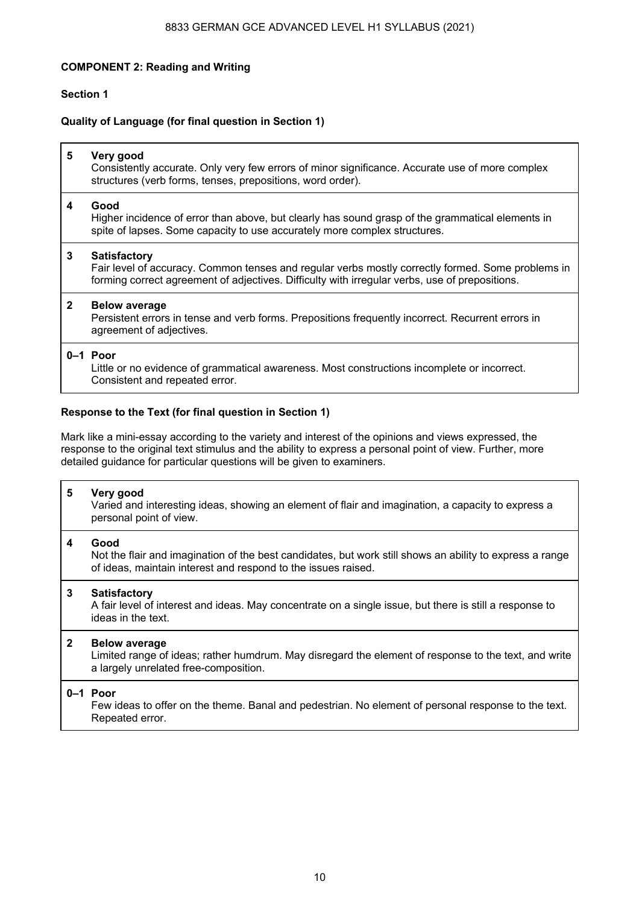**COMPONENT 2: Reading and Writing**

**Section 1**

**Quality of Language (for final question in Section 1)**

| Mark | Descriptor |
|---|---|
| 5 | **Very good**<br>Consistently accurate. Only very few errors of minor significance. Accurate use of more complex structures (verb forms, tenses, prepositions, word order). |
| 4 | **Good**<br>Higher incidence of error than above, but clearly has sound grasp of the grammatical elements in spite of lapses. Some capacity to use accurately more complex structures. |
| 3 | **Satisfactory**<br>Fair level of accuracy. Common tenses and regular verbs mostly correctly formed. Some problems in forming correct agreement of adjectives. Difficulty with irregular verbs, use of prepositions. |
| 2 | **Below average**<br>Persistent errors in tense and verb forms. Prepositions frequently incorrect. Recurrent errors in agreement of adjectives. |
| 0–1 | **Poor**<br>Little or no evidence of grammatical awareness. Most constructions incomplete or incorrect. Consistent and repeated error. |

**Response to the Text (for final question in Section 1)**

Mark like a mini-essay according to the variety and interest of the opinions and views expressed, the response to the original text stimulus and the ability to express a personal point of view. Further, more detailed guidance for particular questions will be given to examiners.

| Mark | Descriptor |
|---|---|
| 5 | **Very good**<br>Varied and interesting ideas, showing an element of flair and imagination, a capacity to express a personal point of view. |
| 4 | **Good**<br>Not the flair and imagination of the best candidates, but work still shows an ability to express a range of ideas, maintain interest and respond to the issues raised. |
| 3 | **Satisfactory**<br>A fair level of interest and ideas. May concentrate on a single issue, but there is still a response to ideas in the text. |
| 2 | **Below average**<br>Limited range of ideas; rather humdrum. May disregard the element of response to the text, and write a largely unrelated free-composition. |
| 0–1 | **Poor**<br>Few ideas to offer on the theme. Banal and pedestrian. No element of personal response to the text. Repeated error. |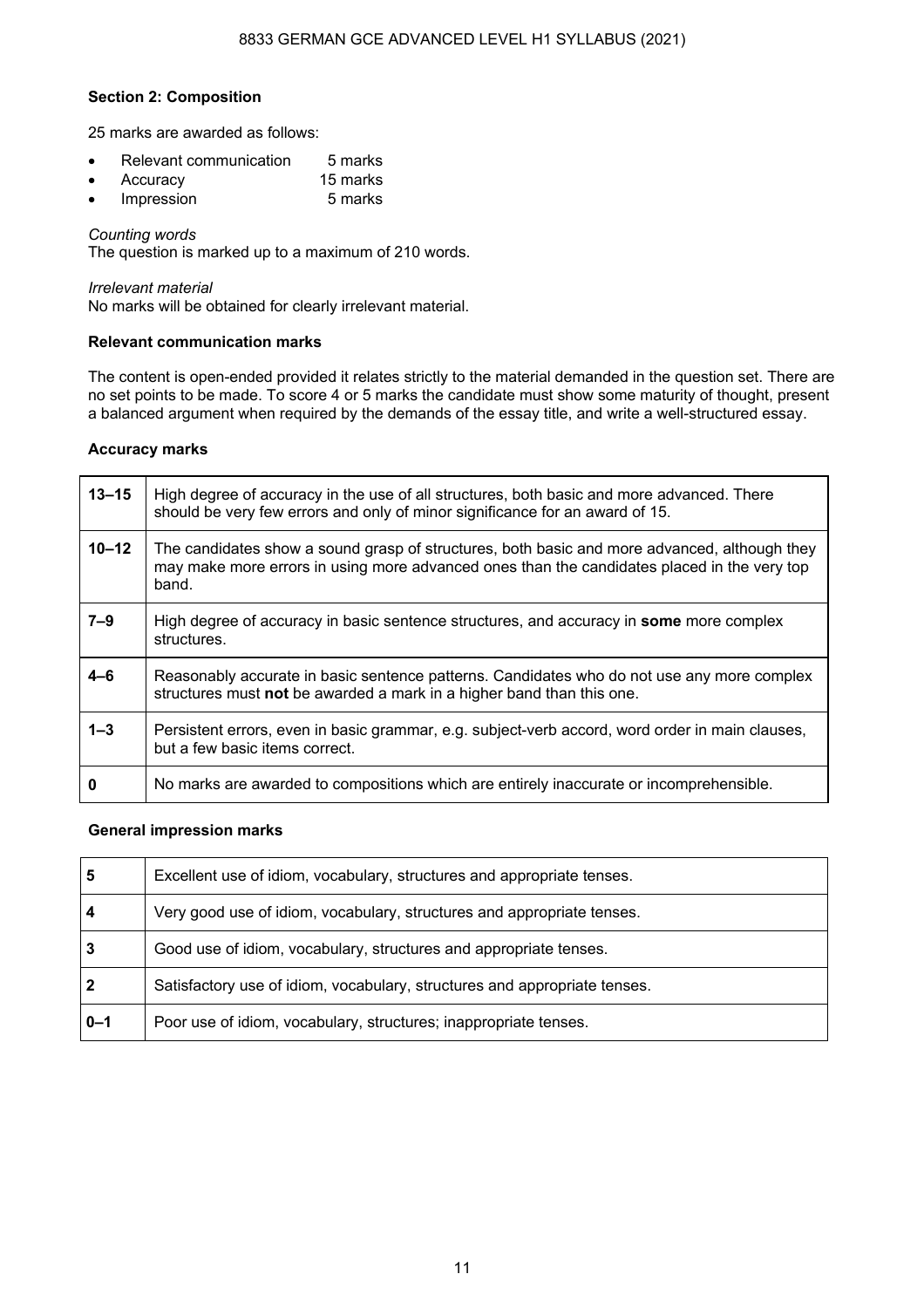### Section 2: Composition

25 marks are awarded as follows:

- Relevant communication 5 marks
- Accuracy 15 marks
- Impression 5 marks

*Counting words*
The question is marked up to a maximum of 210 words.

*Irrelevant material*
No marks will be obtained for clearly irrelevant material.

### Relevant communication marks

The content is open-ended provided it relates strictly to the material demanded in the question set. There are no set points to be made. To score 4 or 5 marks the candidate must show some maturity of thought, present a balanced argument when required by the demands of the essay title, and write a well-structured essay.

### Accuracy marks

| | |
|---|---|
| **13–15** | High degree of accuracy in the use of all structures, both basic and more advanced. There should be very few errors and only of minor significance for an award of 15. |
| **10–12** | The candidates show a sound grasp of structures, both basic and more advanced, although they may make more errors in using more advanced ones than the candidates placed in the very top band. |
| **7–9** | High degree of accuracy in basic sentence structures, and accuracy in **some** more complex structures. |
| **4–6** | Reasonably accurate in basic sentence patterns. Candidates who do not use any more complex structures must **not** be awarded a mark in a higher band than this one. |
| **1–3** | Persistent errors, even in basic grammar, e.g. subject-verb accord, word order in main clauses, but a few basic items correct. |
| **0** | No marks are awarded to compositions which are entirely inaccurate or incomprehensible. |

### General impression marks

| | |
|---|---|
| **5** | Excellent use of idiom, vocabulary, structures and appropriate tenses. |
| **4** | Very good use of idiom, vocabulary, structures and appropriate tenses. |
| **3** | Good use of idiom, vocabulary, structures and appropriate tenses. |
| **2** | Satisfactory use of idiom, vocabulary, structures and appropriate tenses. |
| **0–1** | Poor use of idiom, vocabulary, structures; inappropriate tenses. |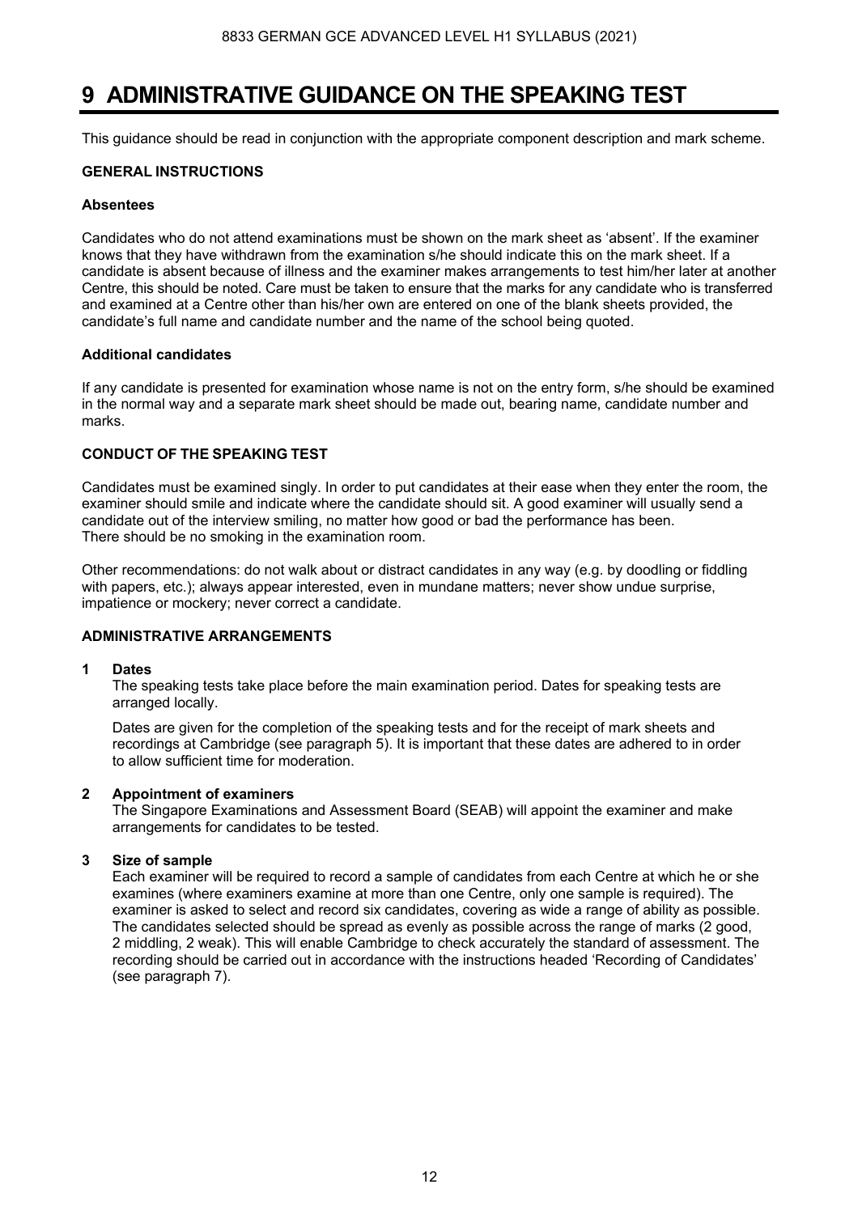# 9 ADMINISTRATIVE GUIDANCE ON THE SPEAKING TEST

This guidance should be read in conjunction with the appropriate component description and mark scheme.

**GENERAL INSTRUCTIONS**

**Absentees**

Candidates who do not attend examinations must be shown on the mark sheet as 'absent'. If the examiner knows that they have withdrawn from the examination s/he should indicate this on the mark sheet. If a candidate is absent because of illness and the examiner makes arrangements to test him/her later at another Centre, this should be noted. Care must be taken to ensure that the marks for any candidate who is transferred and examined at a Centre other than his/her own are entered on one of the blank sheets provided, the candidate's full name and candidate number and the name of the school being quoted.

**Additional candidates**

If any candidate is presented for examination whose name is not on the entry form, s/he should be examined in the normal way and a separate mark sheet should be made out, bearing name, candidate number and marks.

**CONDUCT OF THE SPEAKING TEST**

Candidates must be examined singly. In order to put candidates at their ease when they enter the room, the examiner should smile and indicate where the candidate should sit. A good examiner will usually send a candidate out of the interview smiling, no matter how good or bad the performance has been.
There should be no smoking in the examination room.

Other recommendations: do not walk about or distract candidates in any way (e.g. by doodling or fiddling with papers, etc.); always appear interested, even in mundane matters; never show undue surprise, impatience or mockery; never correct a candidate.

**ADMINISTRATIVE ARRANGEMENTS**

**1 Dates**

The speaking tests take place before the main examination period. Dates for speaking tests are arranged locally.

Dates are given for the completion of the speaking tests and for the receipt of mark sheets and recordings at Cambridge (see paragraph 5). It is important that these dates are adhered to in order to allow sufficient time for moderation.

**2 Appointment of examiners**

The Singapore Examinations and Assessment Board (SEAB) will appoint the examiner and make arrangements for candidates to be tested.

**3 Size of sample**

Each examiner will be required to record a sample of candidates from each Centre at which he or she examines (where examiners examine at more than one Centre, only one sample is required). The examiner is asked to select and record six candidates, covering as wide a range of ability as possible. The candidates selected should be spread as evenly as possible across the range of marks (2 good, 2 middling, 2 weak). This will enable Cambridge to check accurately the standard of assessment. The recording should be carried out in accordance with the instructions headed 'Recording of Candidates' (see paragraph 7).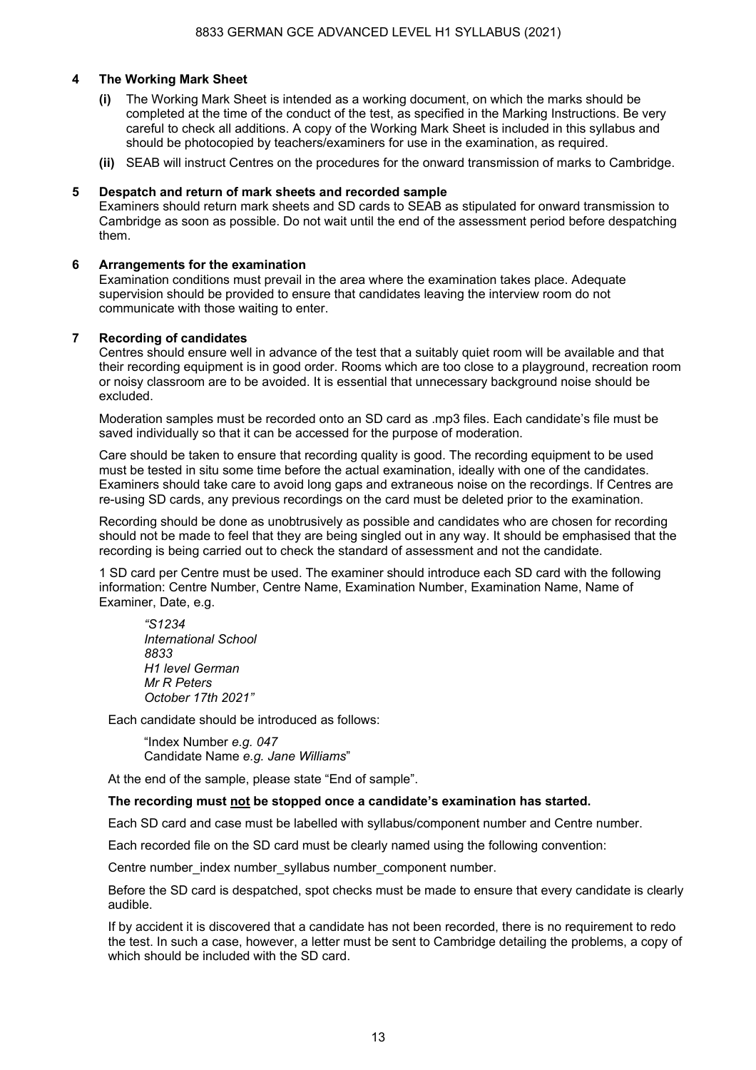### 4 The Working Mark Sheet

**(i)** The Working Mark Sheet is intended as a working document, on which the marks should be completed at the time of the conduct of the test, as specified in the Marking Instructions. Be very careful to check all additions. A copy of the Working Mark Sheet is included in this syllabus and should be photocopied by teachers/examiners for use in the examination, as required.

**(ii)** SEAB will instruct Centres on the procedures for the onward transmission of marks to Cambridge.

### 5 Despatch and return of mark sheets and recorded sample

Examiners should return mark sheets and SD cards to SEAB as stipulated for onward transmission to Cambridge as soon as possible. Do not wait until the end of the assessment period before despatching them.

### 6 Arrangements for the examination

Examination conditions must prevail in the area where the examination takes place. Adequate supervision should be provided to ensure that candidates leaving the interview room do not communicate with those waiting to enter.

### 7 Recording of candidates

Centres should ensure well in advance of the test that a suitably quiet room will be available and that their recording equipment is in good order. Rooms which are too close to a playground, recreation room or noisy classroom are to be avoided. It is essential that unnecessary background noise should be excluded.

Moderation samples must be recorded onto an SD card as .mp3 files. Each candidate's file must be saved individually so that it can be accessed for the purpose of moderation.

Care should be taken to ensure that recording quality is good. The recording equipment to be used must be tested in situ some time before the actual examination, ideally with one of the candidates. Examiners should take care to avoid long gaps and extraneous noise on the recordings. If Centres are re-using SD cards, any previous recordings on the card must be deleted prior to the examination.

Recording should be done as unobtrusively as possible and candidates who are chosen for recording should not be made to feel that they are being singled out in any way. It should be emphasised that the recording is being carried out to check the standard of assessment and not the candidate.

1 SD card per Centre must be used. The examiner should introduce each SD card with the following information: Centre Number, Centre Name, Examination Number, Examination Name, Name of Examiner, Date, e.g.

> *"S1234*
> *International School*
> *8833*
> *H1 level German*
> *Mr R Peters*
> *October 17th 2021"*

Each candidate should be introduced as follows:

> "Index Number *e.g. 047*
> Candidate Name *e.g. Jane Williams*"

At the end of the sample, please state "End of sample".

**The recording must not be stopped once a candidate's examination has started.**

Each SD card and case must be labelled with syllabus/component number and Centre number.

Each recorded file on the SD card must be clearly named using the following convention:

Centre number_index number_syllabus number_component number.

Before the SD card is despatched, spot checks must be made to ensure that every candidate is clearly audible.

If by accident it is discovered that a candidate has not been recorded, there is no requirement to redo the test. In such a case, however, a letter must be sent to Cambridge detailing the problems, a copy of which should be included with the SD card.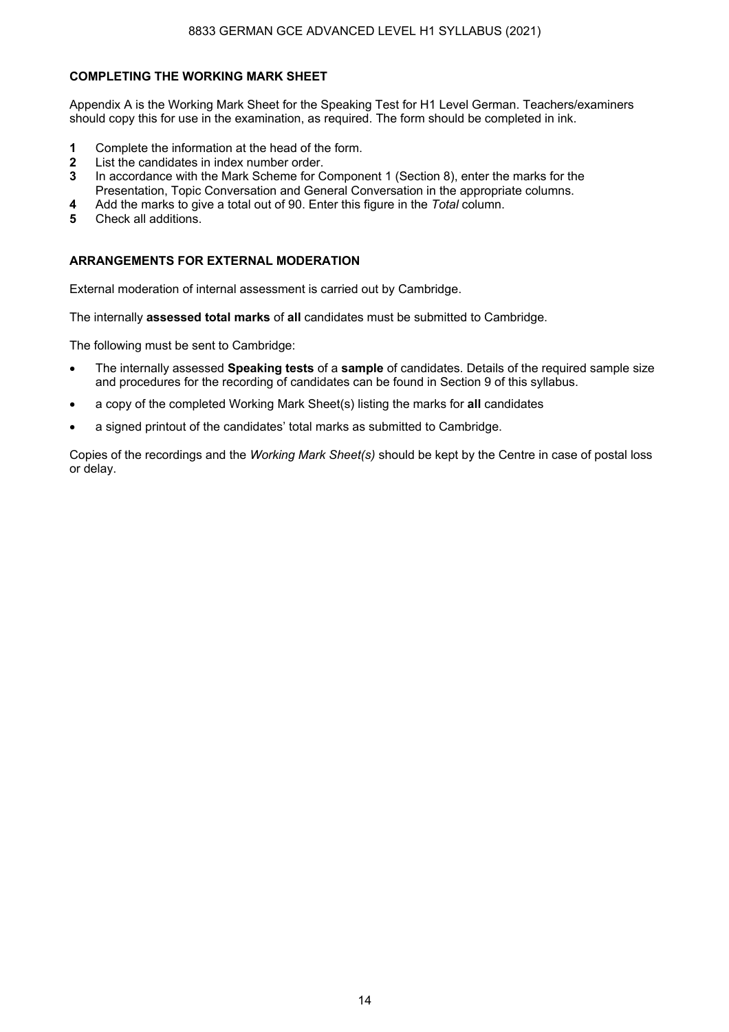## COMPLETING THE WORKING MARK SHEET

Appendix A is the Working Mark Sheet for the Speaking Test for H1 Level German. Teachers/examiners should copy this for use in the examination, as required. The form should be completed in ink.

1. Complete the information at the head of the form.
2. List the candidates in index number order.
3. In accordance with the Mark Scheme for Component 1 (Section 8), enter the marks for the Presentation, Topic Conversation and General Conversation in the appropriate columns.
4. Add the marks to give a total out of 90. Enter this figure in the *Total* column.
5. Check all additions.

## ARRANGEMENTS FOR EXTERNAL MODERATION

External moderation of internal assessment is carried out by Cambridge.

The internally **assessed total marks** of **all** candidates must be submitted to Cambridge.

The following must be sent to Cambridge:

- The internally assessed **Speaking tests** of a **sample** of candidates. Details of the required sample size and procedures for the recording of candidates can be found in Section 9 of this syllabus.
- a copy of the completed Working Mark Sheet(s) listing the marks for **all** candidates
- a signed printout of the candidates' total marks as submitted to Cambridge.

Copies of the recordings and the *Working Mark Sheet(s)* should be kept by the Centre in case of postal loss or delay.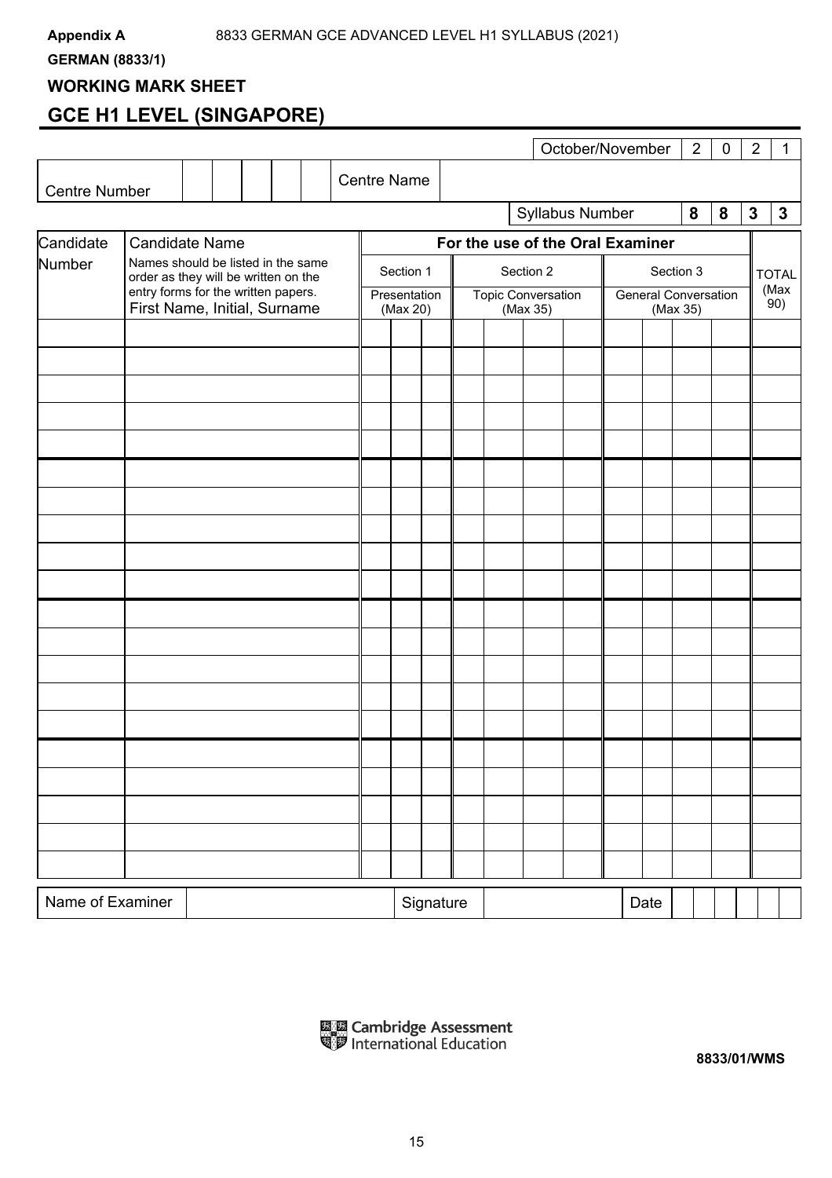**Appendix A** 8833 GERMAN GCE ADVANCED LEVEL H1 SYLLABUS (2021)

**GERMAN (8833/1)**

## WORKING MARK SHEET

## GCE H1 LEVEL (SINGAPORE)

October/November 2 0 2 1

| Centre Number | | Centre Name | |
|---|---|---|---|

Syllabus Number **8 8 3 3**

| Candidate Number | Candidate Name<br>Names should be listed in the same order as they will be written on the entry forms for the written papers.<br>First Name, Initial, Surname | For the use of the Oral Examiner<br>Section 1<br>Presentation (Max 20) | Section 2<br>Topic Conversation (Max 35) | Section 3<br>General Conversation (Max 35) | TOTAL (Max 90) |
|---|---|---|---|---|---|
| | | | | | |
| | | | | | |
| | | | | | |
| | | | | | |
| | | | | | |
| | | | | | |
| | | | | | |
| | | | | | |
| | | | | | |
| | | | | | |
| | | | | | |
| | | | | | |
| | | | | | |
| | | | | | |
| | | | | | |
| | | | | | |
| | | | | | |
| | | | | | |
| | | | | | |
| | | | | | |

| Name of Examiner | | Signature | | Date | |
|---|---|---|---|---|---|

Cambridge Assessment International Education

**8833/01/WMS**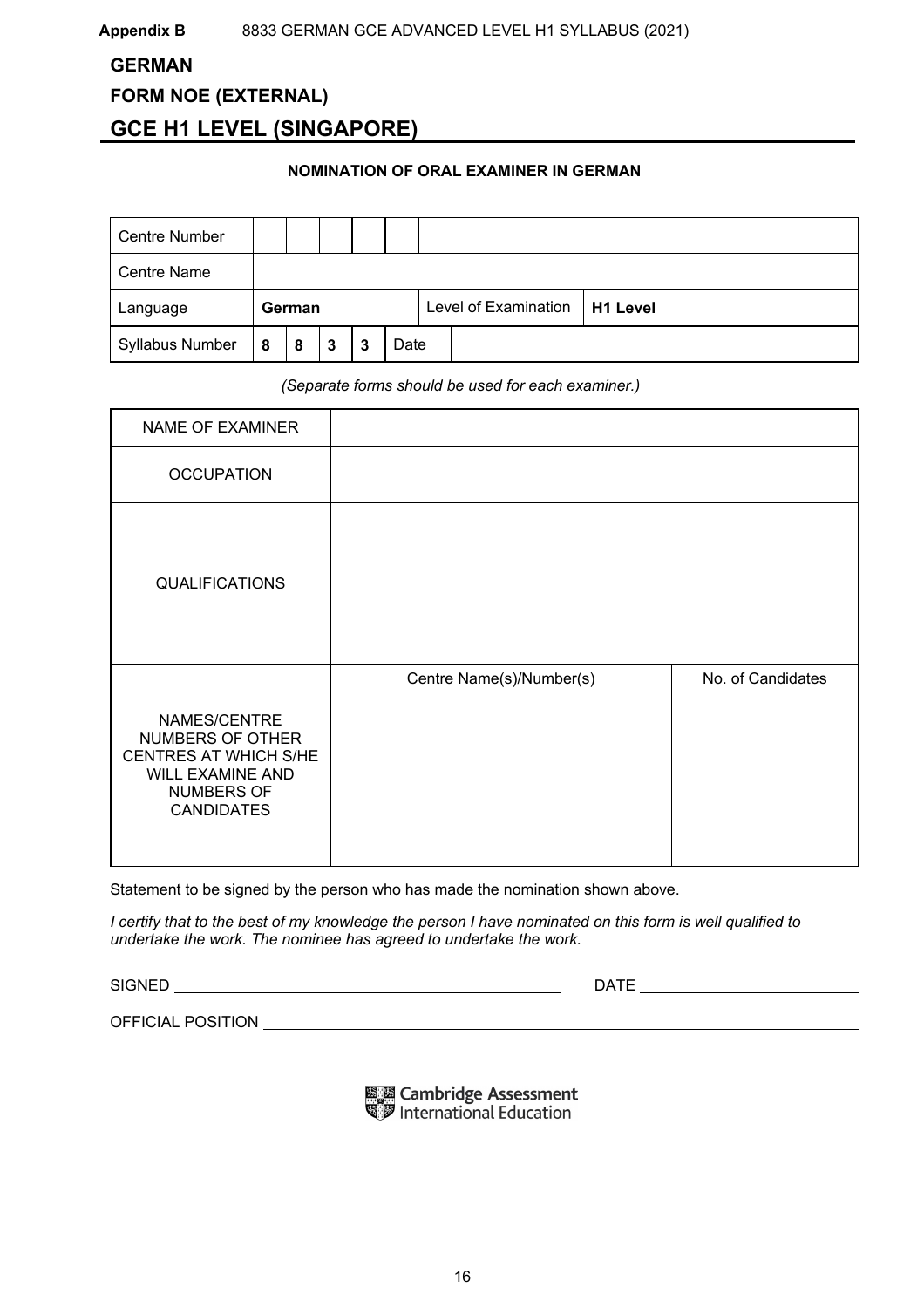GERMAN

FORM NOE (EXTERNAL)

## GCE H1 LEVEL (SINGAPORE)

**NOMINATION OF ORAL EXAMINER IN GERMAN**

| | | | | | | | | |
|---|---|---|---|---|---|---|---|---|
| Centre Number | | | | | | | | |
| Centre Name | | | | | | | | |
| Language | **German** | | | | | Level of Examination | **H1 Level** | |
| Syllabus Number | **8** | **8** | **3** | **3** | Date | | | |

*(Separate forms should be used for each examiner.)*

| | | |
|---|---|---|
| NAME OF EXAMINER | | |
| OCCUPATION | | |
| QUALIFICATIONS | | |
| NAMES/CENTRE NUMBERS OF OTHER CENTRES AT WHICH S/HE WILL EXAMINE AND NUMBERS OF CANDIDATES | Centre Name(s)/Number(s) | No. of Candidates |

Statement to be signed by the person who has made the nomination shown above.

*I certify that to the best of my knowledge the person I have nominated on this form is well qualified to undertake the work. The nominee has agreed to undertake the work.*

SIGNED \_\_\_\_\_\_\_\_\_\_\_\_\_\_\_\_\_\_\_\_\_\_\_\_\_\_\_\_\_\_ DATE \_\_\_\_\_\_\_\_\_\_\_\_\_\_\_\_\_\_

OFFICIAL POSITION \_\_\_\_\_\_\_\_\_\_\_\_\_\_\_\_\_\_\_\_\_\_\_\_\_\_\_\_\_\_\_\_\_\_\_\_\_\_\_\_

Cambridge Assessment International Education